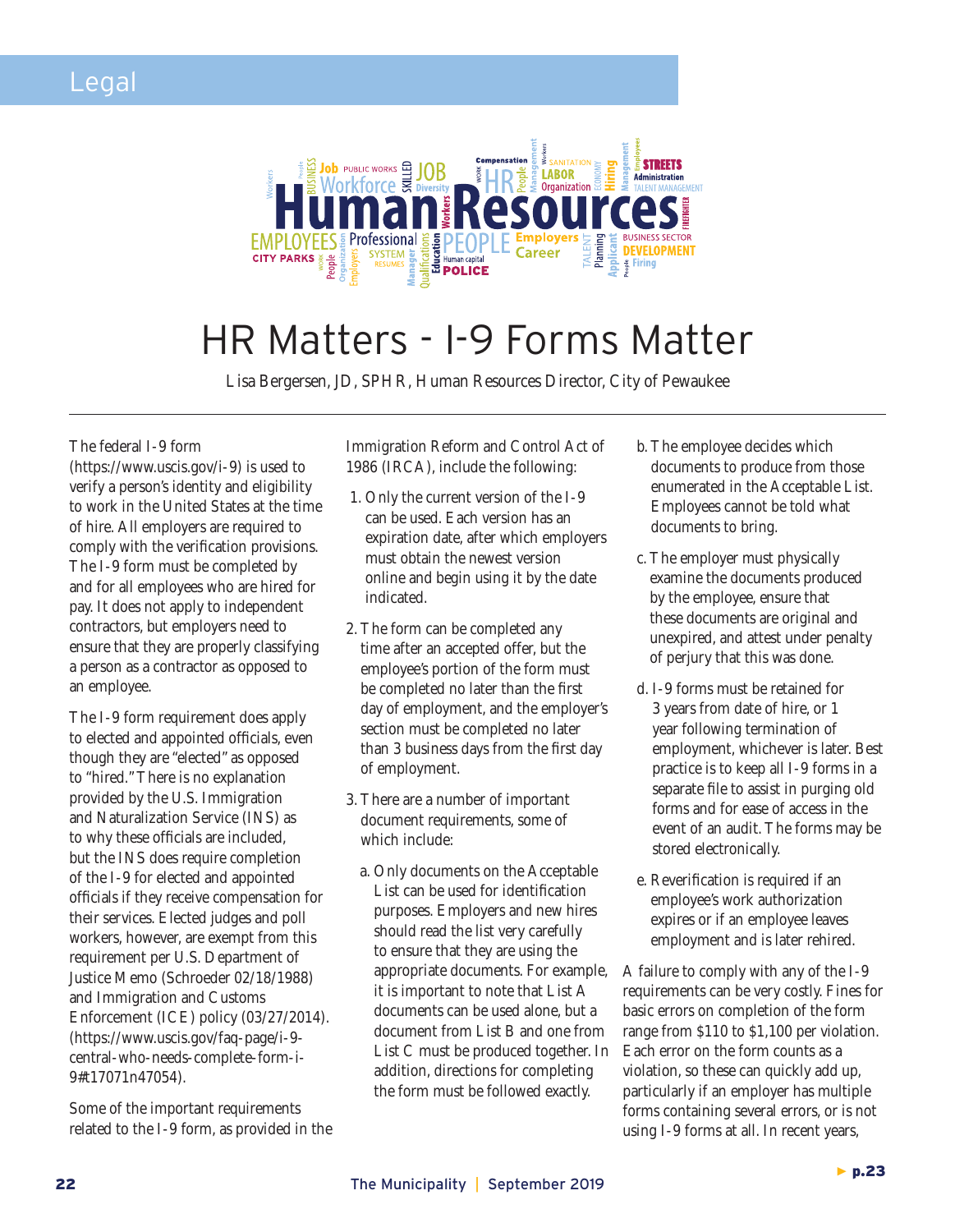Legal

# HR Matters - I-9 Forms Matter

Lisa Bergersen, JD, SPHR, Human Resources Director, City of Pewaukee

The federal I-9 form (https://www.uscis.gov/i-9) is used to verify a person's identity and eligibility to work in the United States at the time of hire. All employers are required to comply with the verification provisions. The I-9 form must be completed by and for all employees who are hired for pay. It does not apply to independent contractors, but employers need to ensure that they are properly classifying a person as a contractor as opposed to an employee.

The I-9 form requirement does apply to elected and appointed officials, even though they are "elected" as opposed to "hired." There is no explanation provided by the U.S. Immigration and Naturalization Service (INS) as to why these officials are included, but the INS does require completion of the I-9 for elected and appointed officials if they receive compensation for their services. Elected judges and poll workers, however, are exempt from this requirement per U.S. Department of Justice Memo (Schroeder 02/18/1988) and Immigration and Customs Enforcement (ICE) policy (03/27/2014). (https://www.uscis.gov/faq-page/i-9-central-who-needs-complete-form-i-9#t17071n47054).

Some of the important requirements related to the I-9 form, as provided in the Immigration Reform and Control Act of 1986 (IRCA), include the following:

1. Only the current version of the I-9 can be used. Each version has an expiration date, after which employers must obtain the newest version online and begin using it by the date indicated.
2. The form can be completed any time after an accepted offer, but the employee's portion of the form must be completed no later than the first day of employment, and the employer's section must be completed no later than 3 business days from the first day of employment.
3. There are a number of important document requirements, some of which include:
   a. Only documents on the Acceptable List can be used for identification purposes. Employers and new hires should read the list very carefully to ensure that they are using the appropriate documents. For example, it is important to note that List A documents can be used alone, but a document from List B and one from List C must be produced together. In addition, directions for completing the form must be followed exactly.
   
   b. The employee decides which documents to produce from those enumerated in the Acceptable List. Employees cannot be told what documents to bring.
   
   c. The employer must physically examine the documents produced by the employee, ensure that these documents are original and unexpired, and attest under penalty of perjury that this was done.
   
   d. I-9 forms must be retained for 3 years from date of hire, or 1 year following termination of employment, whichever is later. Best practice is to keep all I-9 forms in a separate file to assist in purging old forms and for ease of access in the event of an audit. The forms may be stored electronically.
   
   e. Reverification is required if an employee's work authorization expires or if an employee leaves employment and is later rehired.

A failure to comply with any of the I-9 requirements can be very costly. Fines for basic errors on completion of the form range from $110 to $1,100 per violation. Each error on the form counts as a violation, so these can quickly add up, particularly if an employer has multiple forms containing several errors, or is not using I-9 forms at all. In recent years,

► p.23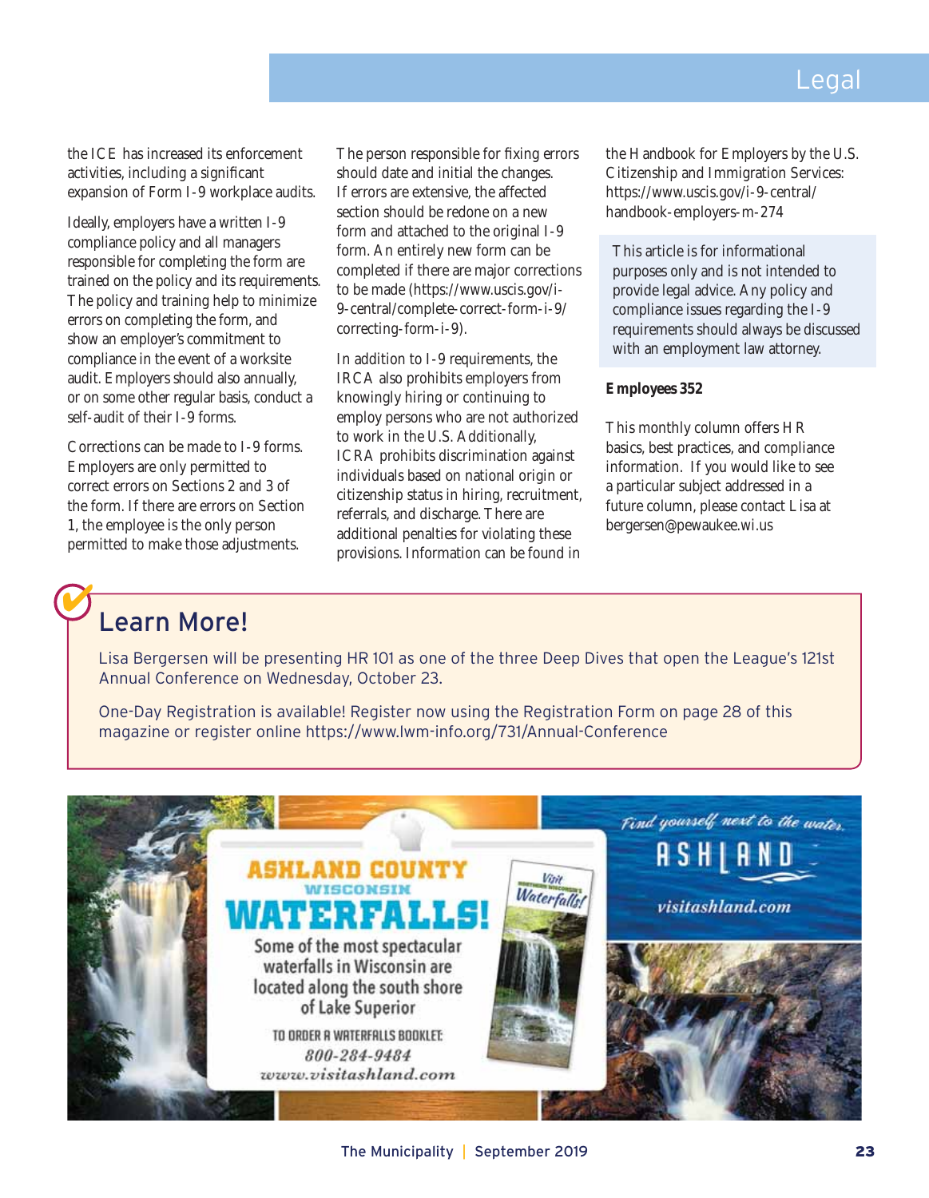the ICE has increased its enforcement activities, including a significant expansion of Form I-9 workplace audits.

Ideally, employers have a written I-9 compliance policy and all managers responsible for completing the form are trained on the policy and its requirements. The policy and training help to minimize errors on completing the form, and show an employer's commitment to compliance in the event of a worksite audit. Employers should also annually, or on some other regular basis, conduct a self-audit of their I-9 forms.

Corrections can be made to I-9 forms. Employers are only permitted to correct errors on Sections 2 and 3 of the form. If there are errors on Section 1, the employee is the only person permitted to make those adjustments. The person responsible for fixing errors should date and initial the changes. If errors are extensive, the affected section should be redone on a new form and attached to the original I-9 form. An entirely new form can be completed if there are major corrections to be made (https://www.uscis.gov/i-9-central/complete-correct-form-i-9/correcting-form-i-9).

In addition to I-9 requirements, the IRCA also prohibits employers from knowingly hiring or continuing to employ persons who are not authorized to work in the U.S. Additionally, ICRA prohibits discrimination against individuals based on national origin or citizenship status in hiring, recruitment, referrals, and discharge. There are additional penalties for violating these provisions. Information can be found in the Handbook for Employers by the U.S. Citizenship and Immigration Services: https://www.uscis.gov/i-9-central/handbook-employers-m-274

This article is for informational purposes only and is not intended to provide legal advice. Any policy and compliance issues regarding the I-9 requirements should always be discussed with an employment law attorney.

**Employees 352**

This monthly column offers HR basics, best practices, and compliance information. If you would like to see a particular subject addressed in a future column, please contact Lisa at bergersen@pewaukee.wi.us

## Learn More!

Lisa Bergersen will be presenting HR 101 as one of the three Deep Dives that open the League's 121st Annual Conference on Wednesday, October 23.

One-Day Registration is available! Register now using the Registration Form on page 28 of this magazine or register online https://www.lwm-info.org/731/Annual-Conference

ASHLAND COUNTY WISCONSIN WATERFALLS!

Some of the most spectacular waterfalls in Wisconsin are located along the south shore of Lake Superior

TO ORDER A WATERFALLS BOOKLET: 800-284-9484 www.visitashland.com

Find yourself next to the water. ASHLAND visitashland.com